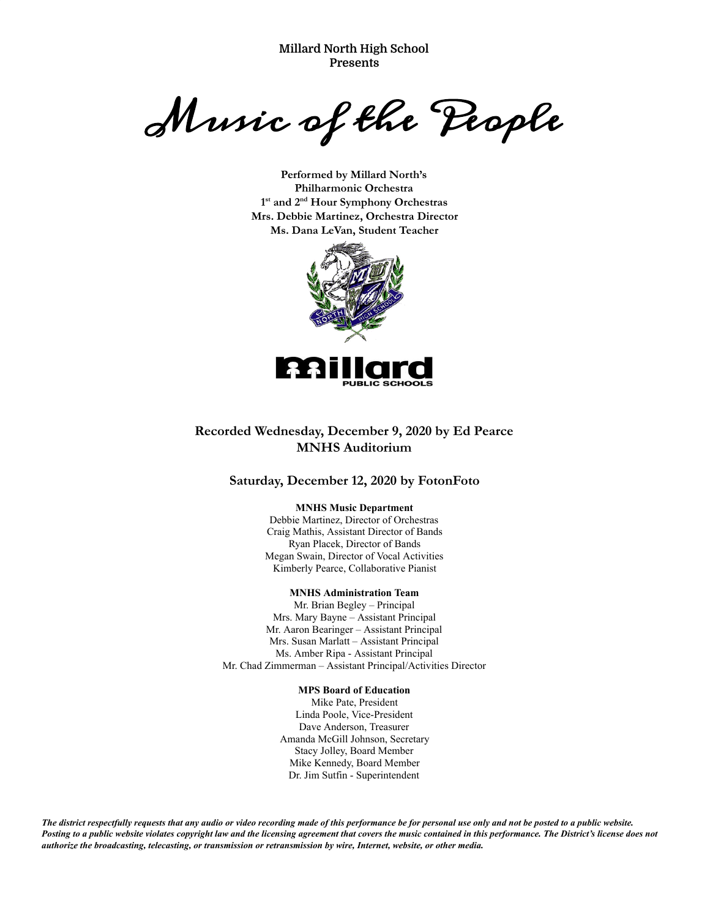**Millard North High School**
**Presents**

# *Music of the People*

**Performed by Millard North's**
**Philharmonic Orchestra**
**1st and 2nd Hour Symphony Orchestras**
**Mrs. Debbie Martinez, Orchestra Director**
**Ms. Dana LeVan, Student Teacher**

**Recorded Wednesday, December 9, 2020 by Ed Pearce**
**MNHS Auditorium**

**Saturday, December 12, 2020 by FotonFoto**

**MNHS Music Department**
Debbie Martinez, Director of Orchestras
Craig Mathis, Assistant Director of Bands
Ryan Placek, Director of Bands
Megan Swain, Director of Vocal Activities
Kimberly Pearce, Collaborative Pianist

**MNHS Administration Team**
Mr. Brian Begley – Principal
Mrs. Mary Bayne – Assistant Principal
Mr. Aaron Bearinger – Assistant Principal
Mrs. Susan Marlatt – Assistant Principal
Ms. Amber Ripa - Assistant Principal
Mr. Chad Zimmerman – Assistant Principal/Activities Director

**MPS Board of Education**
Mike Pate, President
Linda Poole, Vice-President
Dave Anderson, Treasurer
Amanda McGill Johnson, Secretary
Stacy Jolley, Board Member
Mike Kennedy, Board Member
Dr. Jim Sutfin - Superintendent

***The district respectfully requests that any audio or video recording made of this performance be for personal use only and not be posted to a public website. Posting to a public website violates copyright law and the licensing agreement that covers the music contained in this performance. The District's license does not authorize the broadcasting, telecasting, or transmission or retransmission by wire, Internet, website, or other media.***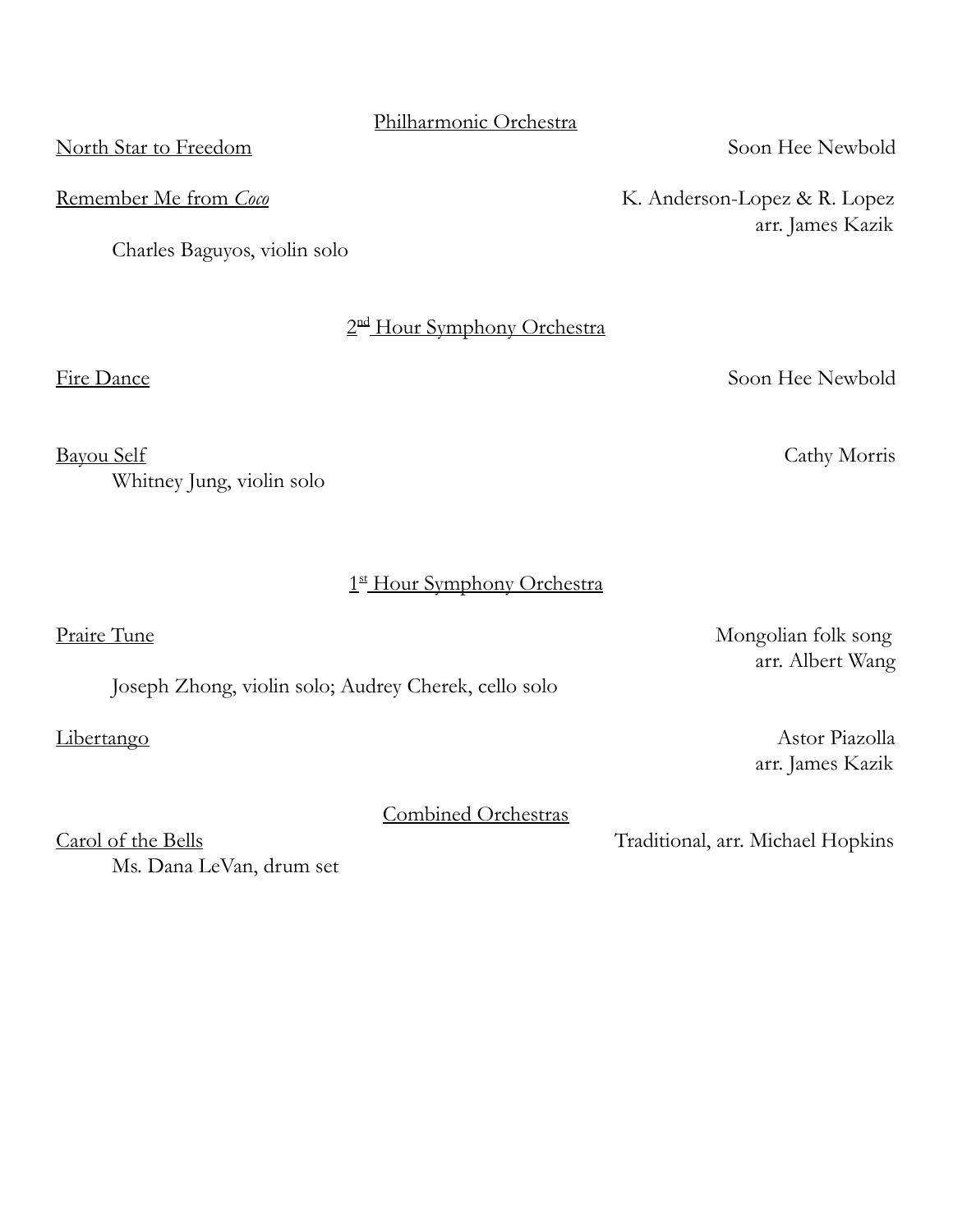## Philharmonic Orchestra

North Star to Freedom — Soon Hee Newbold

Remember Me from *Coco* — K. Anderson-Lopez & R. Lopez, arr. James Kazik

Charles Baguyos, violin solo

## 2nd Hour Symphony Orchestra

Fire Dance — Soon Hee Newbold

Bayou Self — Cathy Morris

Whitney Jung, violin solo

## 1st Hour Symphony Orchestra

Praire Tune — Mongolian folk song, arr. Albert Wang

Joseph Zhong, violin solo; Audrey Cherek, cello solo

Libertango — Astor Piazolla, arr. James Kazik

## Combined Orchestras

Carol of the Bells — Traditional, arr. Michael Hopkins

Ms. Dana LeVan, drum set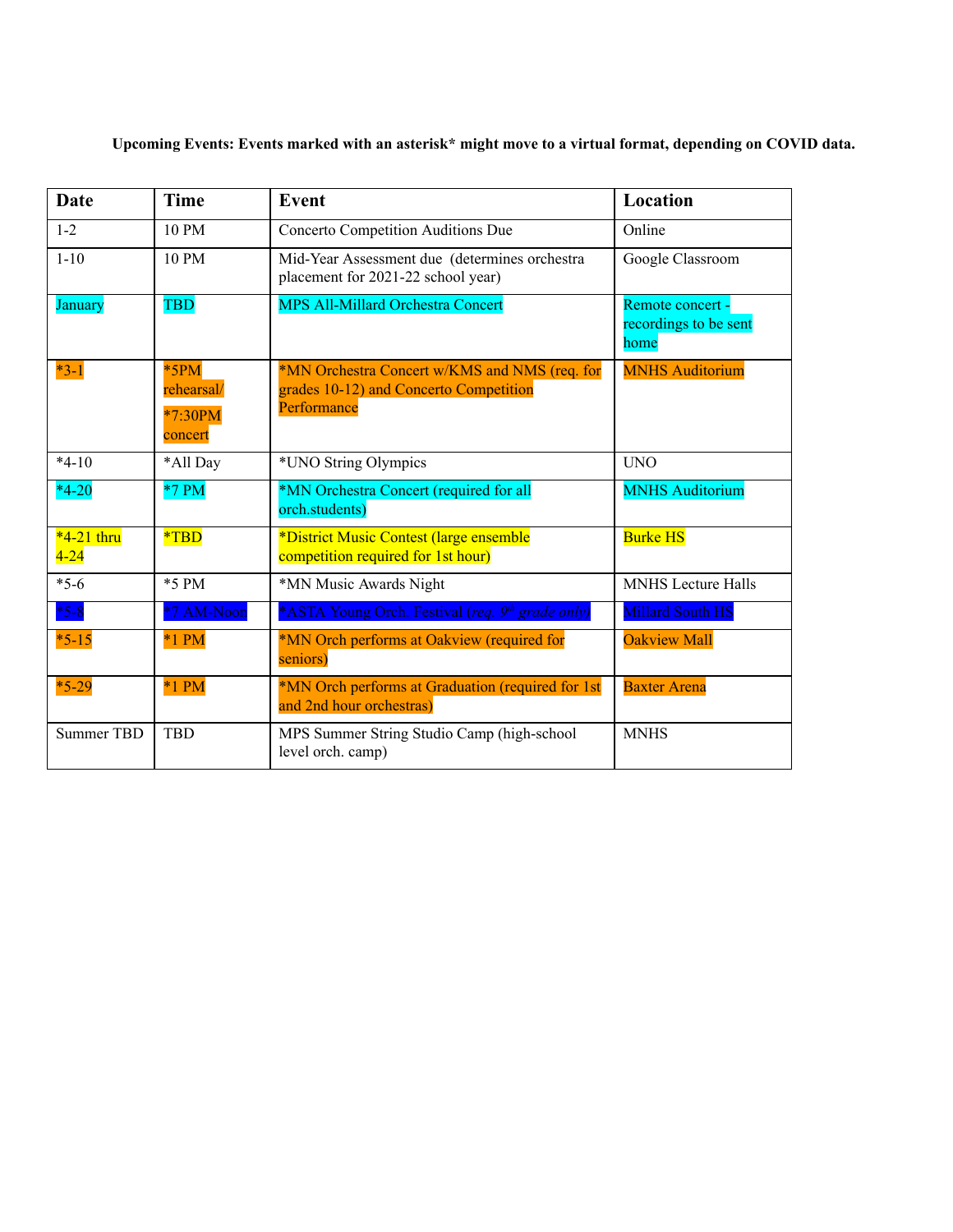**Upcoming Events: Events marked with an asterisk* might move to a virtual format, depending on COVID data.**

| Date | Time | Event | Location |
|---|---|---|---|
| 1-2 | 10 PM | Concerto Competition Auditions Due | Online |
| 1-10 | 10 PM | Mid-Year Assessment due (determines orchestra placement for 2021-22 school year) | Google Classroom |
| January | TBD | MPS All-Millard Orchestra Concert | Remote concert - recordings to be sent home |
| *3-1 | *5PM rehearsal/ *7:30PM concert | *MN Orchestra Concert w/KMS and NMS (req. for grades 10-12) and Concerto Competition Performance | MNHS Auditorium |
| *4-10 | *All Day | *UNO String Olympics | UNO |
| *4-20 | *7 PM | *MN Orchestra Concert (required for all orch.students) | MNHS Auditorium |
| *4-21 thru 4-24 | *TBD | *District Music Contest (large ensemble competition required for 1st hour) | Burke HS |
| *5-6 | *5 PM | *MN Music Awards Night | MNHS Lecture Halls |
| *5-8 | *7 AM-Noon | *ASTA Young Orch. Festival (*req. 9th grade only*) | Millard South HS |
| *5-15 | *1 PM | *MN Orch performs at Oakview (required for seniors) | Oakview Mall |
| *5-29 | *1 PM | *MN Orch performs at Graduation (required for 1st and 2nd hour orchestras) | Baxter Arena |
| Summer TBD | TBD | MPS Summer String Studio Camp (high-school level orch. camp) | MNHS |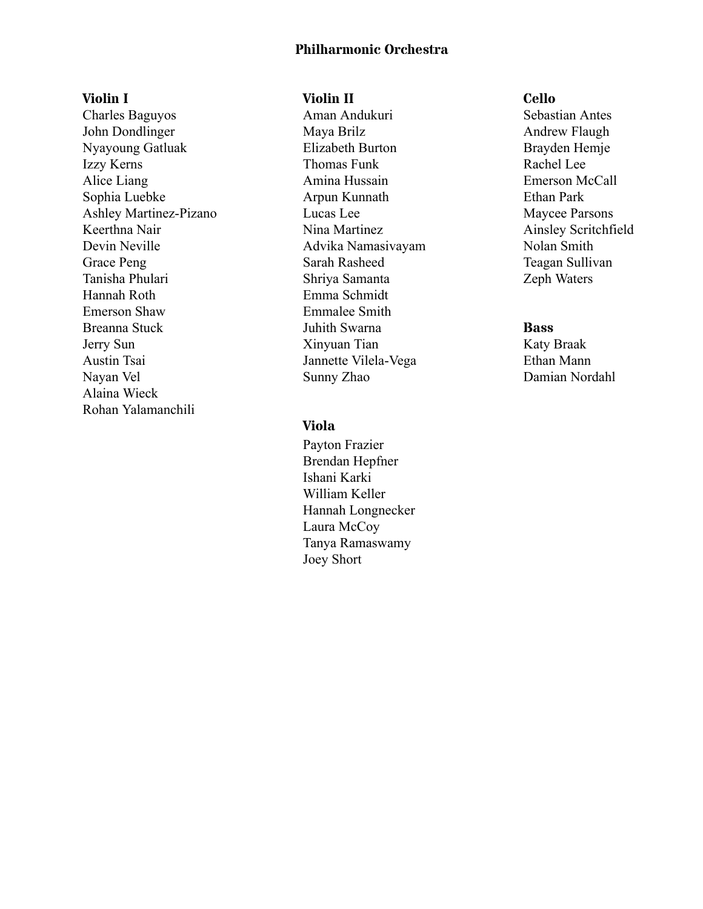# Philharmonic Orchestra

### Violin I

Charles Baguyos
John Dondlinger
Nyayoung Gatluak
Izzy Kerns
Alice Liang
Sophia Luebke
Ashley Martinez-Pizano
Keerthna Nair
Devin Neville
Grace Peng
Tanisha Phulari
Hannah Roth
Emerson Shaw
Breanna Stuck
Jerry Sun
Austin Tsai
Nayan Vel
Alaina Wieck
Rohan Yalamanchili

### Violin II

Aman Andukuri
Maya Brilz
Elizabeth Burton
Thomas Funk
Amina Hussain
Arpun Kunnath
Lucas Lee
Nina Martinez
Advika Namasivayam
Sarah Rasheed
Shriya Samanta
Emma Schmidt
Emmalee Smith
Juhith Swarna
Xinyuan Tian
Jannette Vilela-Vega
Sunny Zhao

### Viola

Payton Frazier
Brendan Hepfner
Ishani Karki
William Keller
Hannah Longnecker
Laura McCoy
Tanya Ramaswamy
Joey Short

### Cello

Sebastian Antes
Andrew Flaugh
Brayden Hemje
Rachel Lee
Emerson McCall
Ethan Park
Maycee Parsons
Ainsley Scritchfield
Nolan Smith
Teagan Sullivan
Zeph Waters

### Bass

Katy Braak
Ethan Mann
Damian Nordahl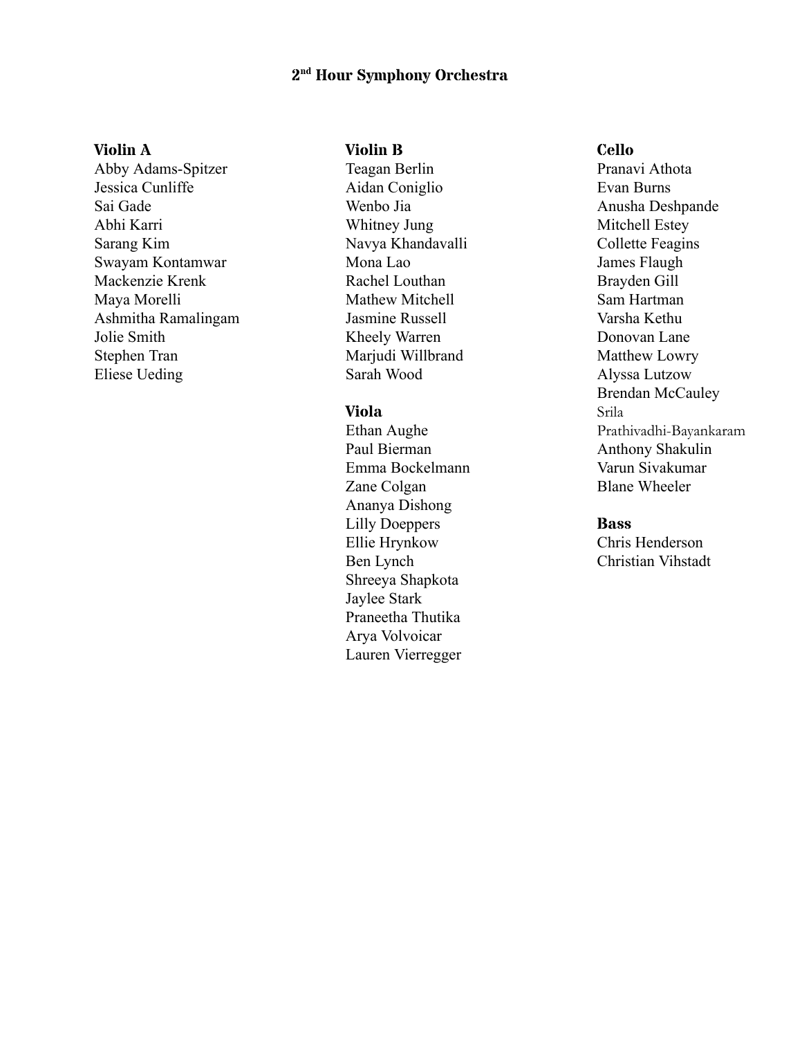## 2nd Hour Symphony Orchestra

### Violin A

Abby Adams-Spitzer
Jessica Cunliffe
Sai Gade
Abhi Karri
Sarang Kim
Swayam Kontamwar
Mackenzie Krenk
Maya Morelli
Ashmitha Ramalingam
Jolie Smith
Stephen Tran
Eliese Ueding

### Violin B

Teagan Berlin
Aidan Coniglio
Wenbo Jia
Whitney Jung
Navya Khandavalli
Mona Lao
Rachel Louthan
Mathew Mitchell
Jasmine Russell
Kheely Warren
Marjudi Willbrand
Sarah Wood

### Viola

Ethan Aughe
Paul Bierman
Emma Bockelmann
Zane Colgan
Ananya Dishong
Lilly Doeppers
Ellie Hrynkow
Ben Lynch
Shreeya Shapkota
Jaylee Stark
Praneetha Thutika
Arya Volvoicar
Lauren Vierregger

### Cello

Pranavi Athota
Evan Burns
Anusha Deshpande
Mitchell Estey
Collette Feagins
James Flaugh
Brayden Gill
Sam Hartman
Varsha Kethu
Donovan Lane
Matthew Lowry
Alyssa Lutzow
Brendan McCauley
Srila Prathivadhi-Bayankaram
Anthony Shakulin
Varun Sivakumar
Blane Wheeler

### Bass

Chris Henderson
Christian Vihstadt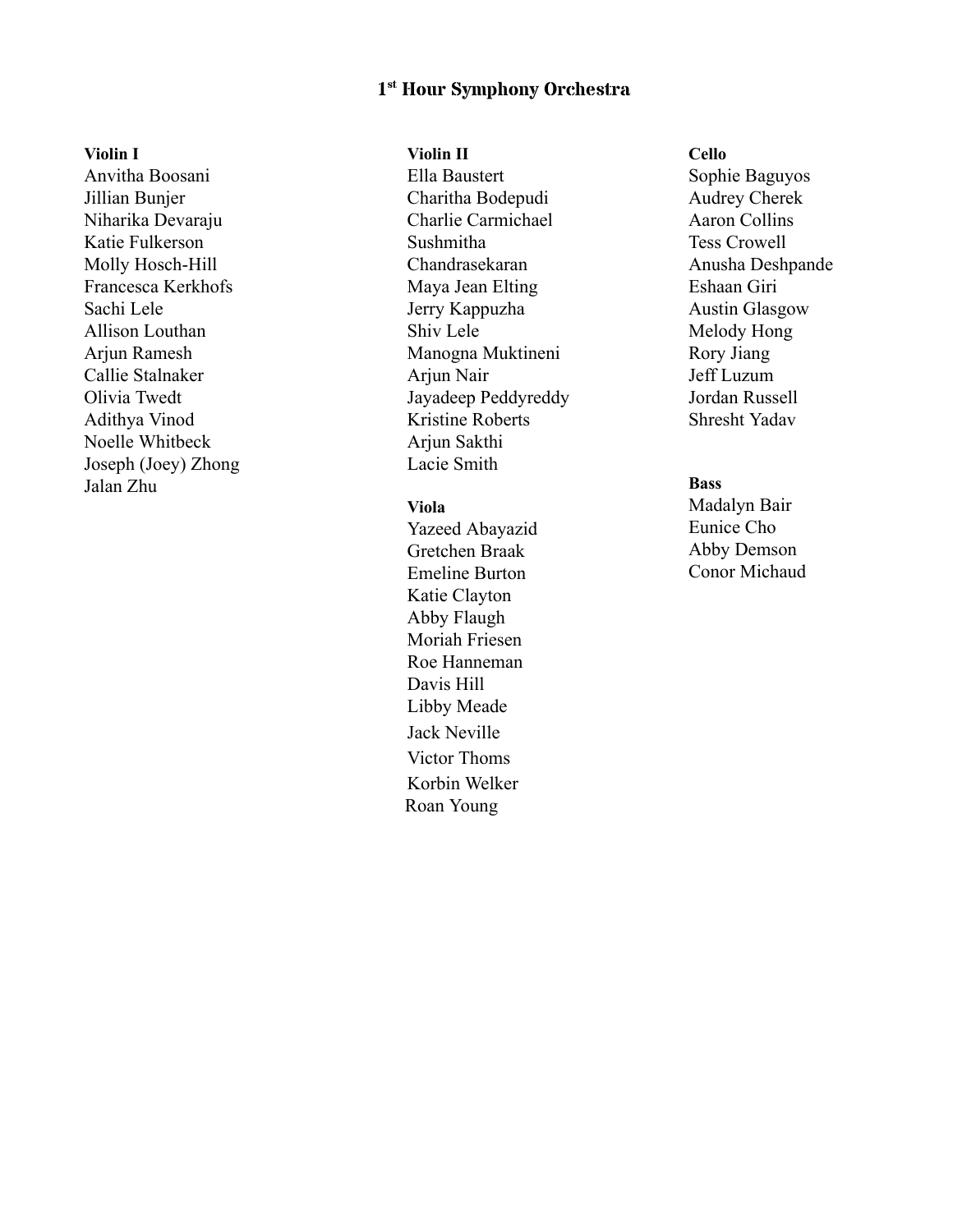# 1st Hour Symphony Orchestra

**Violin I**

Anvitha Boosani
Jillian Bunjer
Niharika Devaraju
Katie Fulkerson
Molly Hosch-Hill
Francesca Kerkhofs
Sachi Lele
Allison Louthan
Arjun Ramesh
Callie Stalnaker
Olivia Twedt
Adithya Vinod
Noelle Whitbeck
Joseph (Joey) Zhong
Jalan Zhu

**Violin II**

Ella Baustert
Charitha Bodepudi
Charlie Carmichael
Sushmitha Chandrasekaran
Maya Jean Elting
Jerry Kappuzha
Shiv Lele
Manogna Muktineni
Arjun Nair
Jayadeep Peddyreddy
Kristine Roberts
Arjun Sakthi
Lacie Smith

**Viola**

Yazeed Abayazid
Gretchen Braak
Emeline Burton
Katie Clayton
Abby Flaugh
Moriah Friesen
Roe Hanneman
Davis Hill
Libby Meade
Jack Neville
Victor Thoms
Korbin Welker
Roan Young

**Cello**

Sophie Baguyos
Audrey Cherek
Aaron Collins
Tess Crowell
Anusha Deshpande
Eshaan Giri
Austin Glasgow
Melody Hong
Rory Jiang
Jeff Luzum
Jordan Russell
Shresht Yadav

**Bass**

Madalyn Bair
Eunice Cho
Abby Demson
Conor Michaud